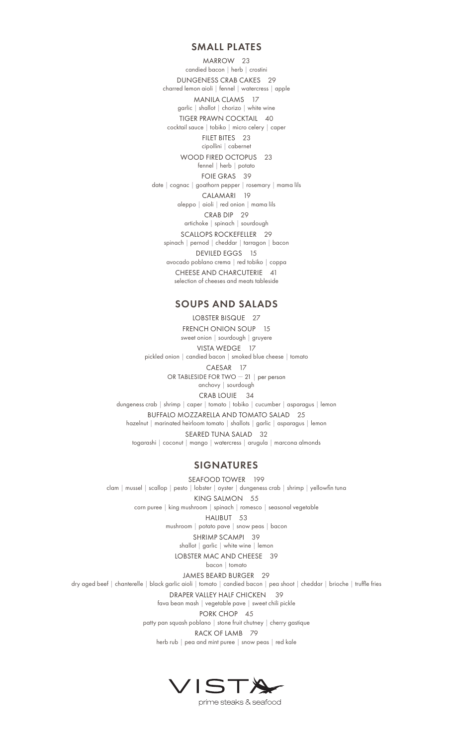## SMALL PLATES

MARROW 23
candied bacon | herb | crostini

DUNGENESS CRAB CAKES 29
charred lemon aioli | fennel | watercress | apple

MANILA CLAMS 17
garlic | shallot | chorizo | white wine

TIGER PRAWN COCKTAIL 40
cocktail sauce | tobiko | micro celery | caper

FILET BITES 23
cipollini | cabernet

WOOD FIRED OCTOPUS 23
fennel | herb | potato

FOIE GRAS 39
date | cognac | goathorn pepper | rosemary | mama lils

CALAMARI 19
aleppo | aioli | red onion | mama lils

CRAB DIP 29
artichoke | spinach | sourdough

SCALLOPS ROCKEFELLER 29
spinach | pernod | cheddar | tarragon | bacon

DEVILED EGGS 15
avocado poblano crema | red tobiko | coppa

CHEESE AND CHARCUTERIE 41
selection of cheeses and meats tableside

## SOUPS AND SALADS

LOBSTER BISQUE 27

FRENCH ONION SOUP 15
sweet onion | sourdough | gruyere

VISTA WEDGE 17
pickled onion | candied bacon | smoked blue cheese | tomato

CAESAR 17
OR TABLESIDE FOR TWO — 21 | per person
anchovy | sourdough

CRAB LOUIE 34
dungeness crab | shrimp | caper | tomato | tobiko | cucumber | asparagus | lemon

BUFFALO MOZZARELLA AND TOMATO SALAD 25
hazelnut | marinated heirloom tomato | shallots | garlic | asparagus | lemon

SEARED TUNA SALAD 32
togarashi | coconut | mango | watercress | arugula | marcona almonds

## SIGNATURES

SEAFOOD TOWER 199
clam | mussel | scallop | pesto | lobster | oyster | dungeness crab | shrimp | yellowfin tuna

KING SALMON 55
corn puree | king mushroom | spinach | romesco | seasonal vegetable

HALIBUT 53
mushroom | potato pave | snow peas | bacon

SHRIMP SCAMPI 39
shallot | garlic | white wine | lemon

LOBSTER MAC AND CHEESE 39
bacon | tomato

JAMES BEARD BURGER 29
dry aged beef | chanterelle | black garlic aioli | tomato | candied bacon | pea shoot | cheddar | brioche | truffle fries

DRAPER VALLEY HALF CHICKEN 39
fava bean mash | vegetable pave | sweet chili pickle

PORK CHOP 45
patty pan squash poblano | stone fruit chutney | cherry gastique

RACK OF LAMB 79
herb rub | pea and mint puree | snow peas | red kale

VISTA
prime steaks & seafood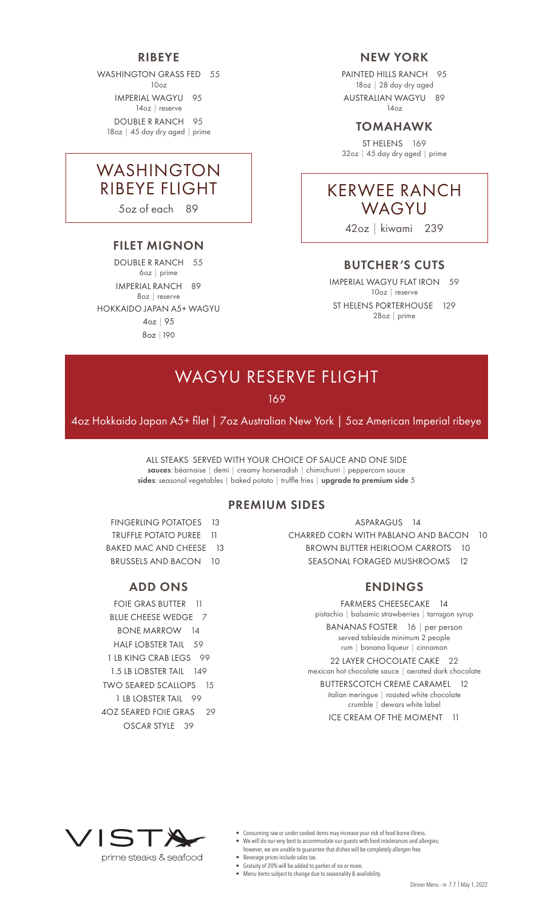## RIBEYE

WASHINGTON GRASS FED 55
10oz

IMPERIAL WAGYU 95
14oz | reserve

DOUBLE R RANCH 95
18oz | 45 day dry aged | prime

## WASHINGTON RIBEYE FLIGHT

5oz of each 89

## FILET MIGNON

DOUBLE R RANCH 55
6oz | prime

IMPERIAL RANCH 89
8oz | reserve

HOKKAIDO JAPAN A5+ WAGYU
4oz | 95
8oz | 190

## NEW YORK

PAINTED HILLS RANCH 95
18oz | 28 day dry aged

AUSTRALIAN WAGYU 89
14oz

## TOMAHAWK

ST HELENS 169
32oz | 45 day dry aged | prime

## KERWEE RANCH WAGYU

42oz | kiwami 239

## BUTCHER'S CUTS

IMPERIAL WAGYU FLAT IRON 59
10oz | reserve

ST HELENS PORTERHOUSE 129
28oz | prime

## WAGYU RESERVE FLIGHT

169

4oz Hokkaido Japan A5+ filet | 7oz Australian New York | 5oz American Imperial ribeye

ALL STEAKS SERVED WITH YOUR CHOICE OF SAUCE AND ONE SIDE
**sauces**: béarnaise | demi | creamy horseradish | chimichurri | peppercorn sauce
**sides**: seasonal vegetables | baked potato | truffle fries | **upgrade to premium side** 5

## PREMIUM SIDES

FINGERLING POTATOES 13
TRUFFLE POTATO PUREE 11
BAKED MAC AND CHEESE 13
BRUSSELS AND BACON 10
ASPARAGUS 14
CHARRED CORN WITH PABLANO AND BACON 10
BROWN BUTTER HEIRLOOM CARROTS 10
SEASONAL FORAGED MUSHROOMS 12

## ADD ONS

FOIE GRAS BUTTER 11
BLUE CHEESE WEDGE 7
BONE MARROW 14
HALF LOBSTER TAIL 59
1 LB KING CRAB LEGS 99
1.5 LB LOBSTER TAIL 149
TWO SEARED SCALLOPS 15
1 LB LOBSTER TAIL 99
4OZ SEARED FOIE GRAS 29
OSCAR STYLE 39

## ENDINGS

FARMERS CHEESECAKE 14
pistachio | balsamic strawberries | tarragon syrup

BANANAS FOSTER 16 | per person
served tableside minimum 2 people
rum | banana liqueur | cinnamon

22 LAYER CHOCOLATE CAKE 22
mexican hot chocolate sauce | aerated dark chocolate

BUTTERSCOTCH CREME CARAMEL 12
italian meringue | roasted white chocolate crumble | dewars white label

ICE CREAM OF THE MOMENT 11

VISTA
prime steaks & seafood

- Consuming raw or under cooked items may increase your risk of food borne illness.
- We will do our very best to accommodate our guests with food intolerances and allergies; however, we are unable to guarantee that dishes will be completely allergen free.
- Beverage prices include sales tax.
- Gratuity of 20% will be added to parties of six or more.
- Menu items subject to change due to seasonality & availability.

Dinner Menu - rv 7.7 | May 1, 2022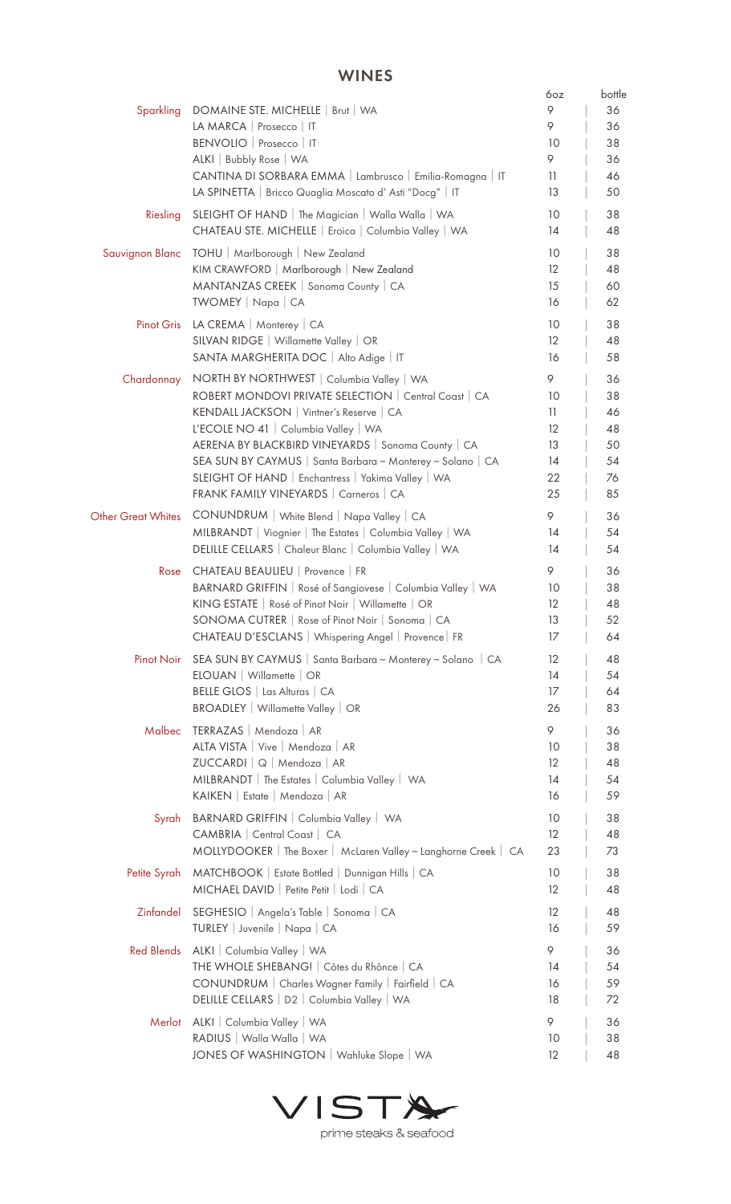# WINES

| | | 6oz | bottle |
|---|---|---|---|
| Sparkling | DOMAINE STE. MICHELLE \| Brut \| WA | 9 | 36 |
| | LA MARCA \| Prosecco \| IT | 9 | 36 |
| | BENVOLIO \| Prosecco \| IT | 10 | 38 |
| | ALKI \| Bubbly Rose \| WA | 9 | 36 |
| | CANTINA DI SORBARA EMMA \| Lambrusco \| Emilia-Romagna \| IT | 11 | 46 |
| | LA SPINETTA \| Bricco Quaglia Moscato d' Asti "Docg" \| IT | 13 | 50 |
| Riesling | SLEIGHT OF HAND \| The Magician \| Walla Walla \| WA | 10 | 38 |
| | CHATEAU STE. MICHELLE \| Eroica \| Columbia Valley \| WA | 14 | 48 |
| Sauvignon Blanc | TOHU \| Marlborough \| New Zealand | 10 | 38 |
| | KIM CRAWFORD \| Marlborough \| New Zealand | 12 | 48 |
| | MANTANZAS CREEK \| Sonoma County \| CA | 15 | 60 |
| | TWOMEY \| Napa \| CA | 16 | 62 |
| Pinot Gris | LA CREMA \| Monterey \| CA | 10 | 38 |
| | SILVAN RIDGE \| Willamette Valley \| OR | 12 | 48 |
| | SANTA MARGHERITA DOC \| Alto Adige \| IT | 16 | 58 |
| Chardonnay | NORTH BY NORTHWEST \| Columbia Valley \| WA | 9 | 36 |
| | ROBERT MONDOVI PRIVATE SELECTION \| Central Coast \| CA | 10 | 38 |
| | KENDALL JACKSON \| Vintner's Reserve \| CA | 11 | 46 |
| | L'ECOLE NO 41 \| Columbia Valley \| WA | 12 | 48 |
| | AERENA BY BLACKBIRD VINEYARDS \| Sonoma County \| CA | 13 | 50 |
| | SEA SUN BY CAYMUS \| Santa Barbara ~ Monterey ~ Solano \| CA | 14 | 54 |
| | SLEIGHT OF HAND \| Enchantress \| Yakima Valley \| WA | 22 | 76 |
| | FRANK FAMILY VINEYARDS \| Carneros \| CA | 25 | 85 |
| Other Great Whites | CONUNDRUM \| White Blend \| Napa Valley \| CA | 9 | 36 |
| | MILBRANDT \| Viognier \| The Estates \| Columbia Valley \| WA | 14 | 54 |
| | DELILLE CELLARS \| Chaleur Blanc \| Columbia Valley \| WA | 14 | 54 |
| Rose | CHATEAU BEAULIEU \| Provence \| FR | 9 | 36 |
| | BARNARD GRIFFIN \| Rosé of Sangiovese \| Columbia Valley \| WA | 10 | 38 |
| | KING ESTATE \| Rosé of Pinot Noir \| Willamette \| OR | 12 | 48 |
| | SONOMA CUTRER \| Rose of Pinot Noir \| Sonoma \| CA | 13 | 52 |
| | CHATEAU D'ESCLANS \| Whispering Angel \| Provence\| FR | 17 | 64 |
| Pinot Noir | SEA SUN BY CAYMUS \| Santa Barbara ~ Monterey ~ Solano \| CA | 12 | 48 |
| | ELOUAN \| Willamette \| OR | 14 | 54 |
| | BELLE GLOS \| Las Alturas \| CA | 17 | 64 |
| | BROADLEY \| Willamette Valley \| OR | 26 | 83 |
| Malbec | TERRAZAS \| Mendoza \| AR | 9 | 36 |
| | ALTA VISTA \| Vive \| Mendoza \| AR | 10 | 38 |
| | ZUCCARDI \| Q \| Mendoza \| AR | 12 | 48 |
| | MILBRANDT \| The Estates \| Columbia Valley \| WA | 14 | 54 |
| | KAIKEN \| Estate \| Mendoza \| AR | 16 | 59 |
| Syrah | BARNARD GRIFFIN \| Columbia Valley \| WA | 10 | 38 |
| | CAMBRIA \| Central Coast \| CA | 12 | 48 |
| | MOLLYDOOKER \| The Boxer \| McLaren Valley ~ Langhorne Creek \| CA | 23 | 73 |
| Petite Syrah | MATCHBOOK \| Estate Bottled \| Dunnigan Hills \| CA | 10 | 38 |
| | MICHAEL DAVID \| Petite Petit \| Lodi \| CA | 12 | 48 |
| Zinfandel | SEGHESIO \| Angela's Table \| Sonoma \| CA | 12 | 48 |
| | TURLEY \| Juvenile \| Napa \| CA | 16 | 59 |
| Red Blends | ALKI \| Columbia Valley \| WA | 9 | 36 |
| | THE WHOLE SHEBANG! \| Côtes du Rhône \| CA | 14 | 54 |
| | CONUNDRUM \| Charles Wagner Family \| Fairfield \| CA | 16 | 59 |
| | DELILLE CELLARS \| D2 \| Columbia Valley \| WA | 18 | 72 |
| Merlot | ALKI \| Columbia Valley \| WA | 9 | 36 |
| | RADIUS \| Walla Walla \| WA | 10 | 38 |
| | JONES OF WASHINGTON \| Wahluke Slope \| WA | 12 | 48 |

VISTA
prime steaks & seafood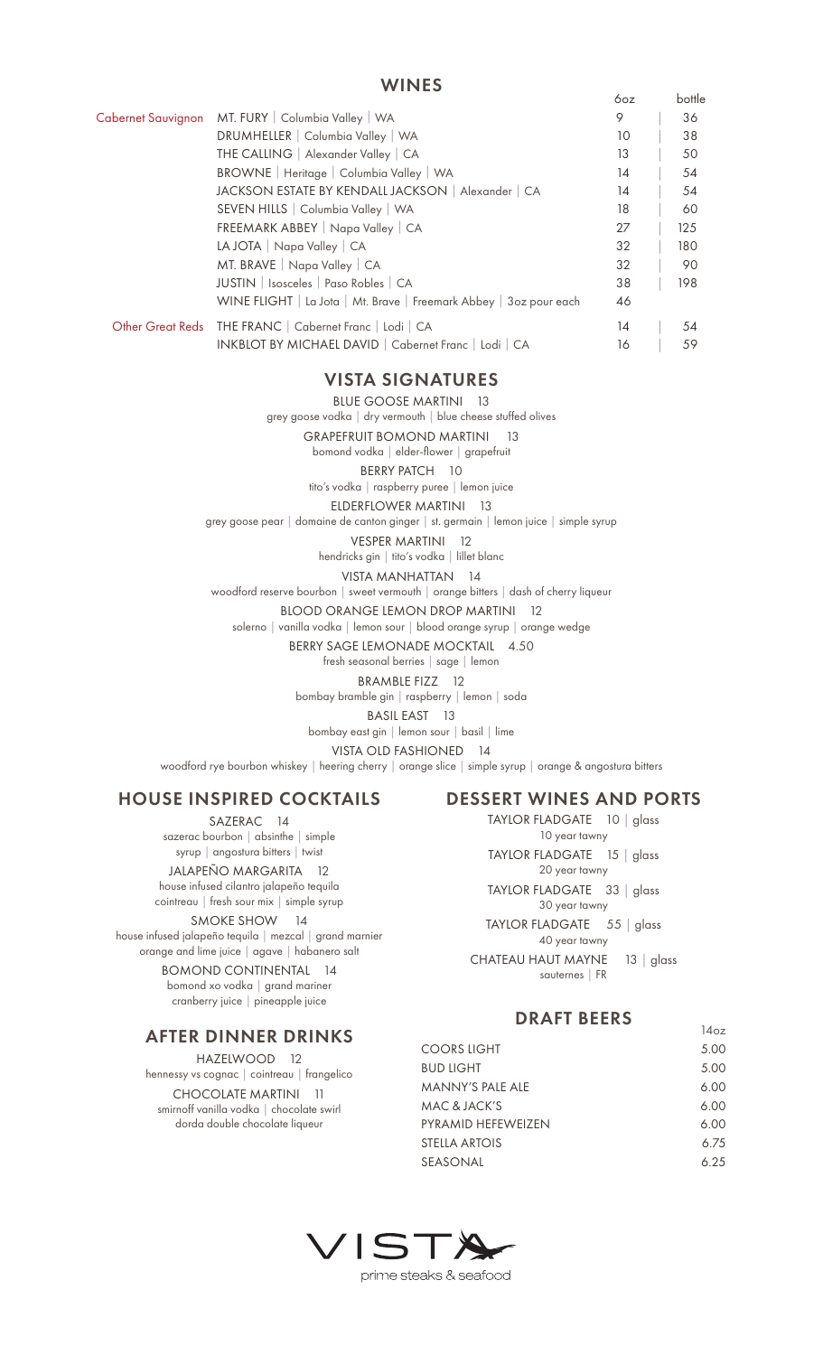## WINES

| | | 6oz | bottle |
|---|---|---|---|
| Cabernet Sauvignon | MT. FURY \| Columbia Valley \| WA | 9 | 36 |
| | DRUMHELLER \| Columbia Valley \| WA | 10 | 38 |
| | THE CALLING \| Alexander Valley \| CA | 13 | 50 |
| | BROWNE \| Heritage \| Columbia Valley \| WA | 14 | 54 |
| | JACKSON ESTATE BY KENDALL JACKSON \| Alexander \| CA | 14 | 54 |
| | SEVEN HILLS \| Columbia Valley \| WA | 18 | 60 |
| | FREEMARK ABBEY \| Napa Valley \| CA | 27 | 125 |
| | LA JOTA \| Napa Valley \| CA | 32 | 180 |
| | MT. BRAVE \| Napa Valley \| CA | 32 | 90 |
| | JUSTIN \| Isosceles \| Paso Robles \| CA | 38 | 198 |
| | WINE FLIGHT \| La Jota \| Mt. Brave \| Freemark Abbey \| 3oz pour each | 46 | |
| Other Great Reds | THE FRANC \| Cabernet Franc \| Lodi \| CA | 14 | 54 |
| | INKBLOT BY MICHAEL DAVID \| Cabernet Franc \| Lodi \| CA | 16 | 59 |

## VISTA SIGNATURES

BLUE GOOSE MARTINI 13
grey goose vodka | dry vermouth | blue cheese stuffed olives

GRAPEFRUIT BOMOND MARTINI 13
bomond vodka | elder-flower | grapefruit

BERRY PATCH 10
tito's vodka | raspberry puree | lemon juice

ELDERFLOWER MARTINI 13
grey goose pear | domaine de canton ginger | st. germain | lemon juice | simple syrup

VESPER MARTINI 12
hendricks gin | tito's vodka | lillet blanc

VISTA MANHATTAN 14
woodford reserve bourbon | sweet vermouth | orange bitters | dash of cherry liqueur

BLOOD ORANGE LEMON DROP MARTINI 12
solerno | vanilla vodka | lemon sour | blood orange syrup | orange wedge

BERRY SAGE LEMONADE MOCKTAIL 4.50
fresh seasonal berries | sage | lemon

BRAMBLE FIZZ 12
bombay bramble gin | raspberry | lemon | soda

BASIL EAST 13
bombay east gin | lemon sour | basil | lime

VISTA OLD FASHIONED 14
woodford rye bourbon whiskey | heering cherry | orange slice | simple syrup | orange & angostura bitters

## HOUSE INSPIRED COCKTAILS

SAZERAC 14
sazerac bourbon | absinthe | simple syrup | angostura bitters | twist

JALAPEÑO MARGARITA 12
house infused cilantro jalapeño tequila cointreau | fresh sour mix | simple syrup

SMOKE SHOW 14
house infused jalapeño tequila | mezcal | grand marnier orange and lime juice | agave | habanero salt

BOMOND CONTINENTAL 14
bomond xo vodka | grand mariner cranberry juice | pineapple juice

## AFTER DINNER DRINKS

HAZELWOOD 12
hennessy vs cognac | cointreau | frangelico

CHOCOLATE MARTINI 11
smirnoff vanilla vodka | chocolate swirl dorda double chocolate liqueur

## DESSERT WINES AND PORTS

TAYLOR FLADGATE 10 | glass
10 year tawny

TAYLOR FLADGATE 15 | glass
20 year tawny

TAYLOR FLADGATE 33 | glass
30 year tawny

TAYLOR FLADGATE 55 | glass
40 year tawny

CHATEAU HAUT MAYNE 13 | glass
sauternes | FR

## DRAFT BEERS

| | 14oz |
|---|---|
| COORS LIGHT | 5.00 |
| BUD LIGHT | 5.00 |
| MANNY'S PALE ALE | 6.00 |
| MAC & JACK'S | 6.00 |
| PYRAMID HEFEWEIZEN | 6.00 |
| STELLA ARTOIS | 6.75 |
| SEASONAL | 6.25 |

VISTA
prime steaks & seafood